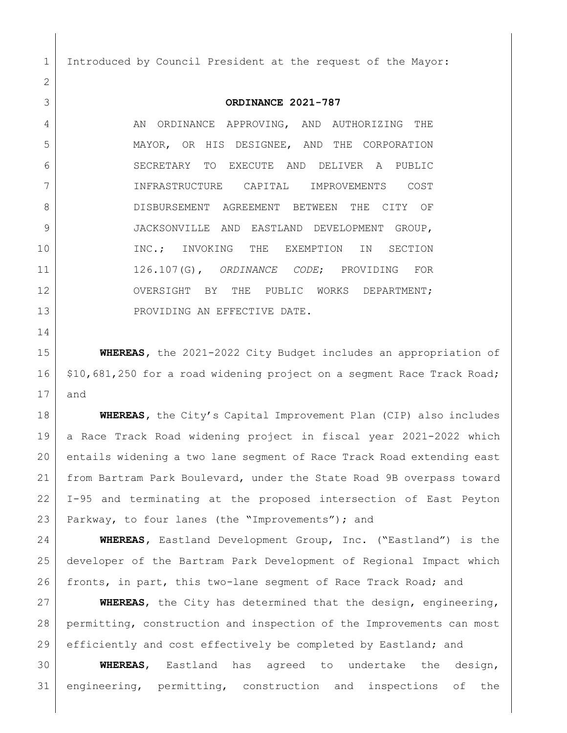Introduced by Council President at the request of the Mayor:

**ORDINANCE 2021-787**

AN ORDINANCE APPROVING, AND AUTHORIZING THE MAYOR, OR HIS DESIGNEE, AND THE CORPORATION SECRETARY TO EXECUTE AND DELIVER A PUBLIC INFRASTRUCTURE CAPITAL IMPROVEMENTS COST DISBURSEMENT AGREEMENT BETWEEN THE CITY OF JACKSONVILLE AND EASTLAND DEVELOPMENT GROUP, INC.; INVOKING THE EXEMPTION IN SECTION 126.107(G), *ORDINANCE CODE*; PROVIDING FOR OVERSIGHT BY THE PUBLIC WORKS DEPARTMENT; PROVIDING AN EFFECTIVE DATE.

**WHEREAS,** the 2021-2022 City Budget includes an appropriation of $10,681,250 for a road widening project on a segment Race Track Road; and

**WHEREAS,** the City's Capital Improvement Plan (CIP) also includes a Race Track Road widening project in fiscal year 2021-2022 which entails widening a two lane segment of Race Track Road extending east from Bartram Park Boulevard, under the State Road 9B overpass toward I-95 and terminating at the proposed intersection of East Peyton Parkway, to four lanes (the "Improvements"); and

**WHEREAS,** Eastland Development Group, Inc. ("Eastland") is the developer of the Bartram Park Development of Regional Impact which fronts, in part, this two-lane segment of Race Track Road; and

**WHEREAS**, the City has determined that the design, engineering, permitting, construction and inspection of the Improvements can most efficiently and cost effectively be completed by Eastland; and

**WHEREAS**, Eastland has agreed to undertake the design, engineering, permitting, construction and inspections of the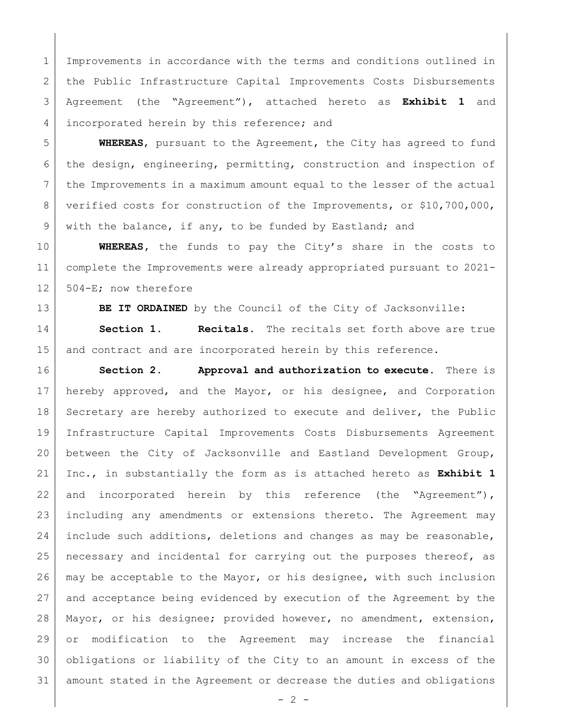Improvements in accordance with the terms and conditions outlined in the Public Infrastructure Capital Improvements Costs Disbursements Agreement (the "Agreement"), attached hereto as **Exhibit 1** and incorporated herein by this reference; and

**WHEREAS**, pursuant to the Agreement, the City has agreed to fund the design, engineering, permitting, construction and inspection of the Improvements in a maximum amount equal to the lesser of the actual verified costs for construction of the Improvements, or $10,700,000, with the balance, if any, to be funded by Eastland; and

**WHEREAS**, the funds to pay the City's share in the costs to complete the Improvements were already appropriated pursuant to 2021-504-E; now therefore

**BE IT ORDAINED** by the Council of the City of Jacksonville:

**Section 1. Recitals.** The recitals set forth above are true and contract and are incorporated herein by this reference.

**Section 2. Approval and authorization to execute.** There is hereby approved, and the Mayor, or his designee, and Corporation Secretary are hereby authorized to execute and deliver, the Public Infrastructure Capital Improvements Costs Disbursements Agreement between the City of Jacksonville and Eastland Development Group, Inc., in substantially the form as is attached hereto as **Exhibit 1** and incorporated herein by this reference (the "Agreement"), including any amendments or extensions thereto. The Agreement may include such additions, deletions and changes as may be reasonable, necessary and incidental for carrying out the purposes thereof, as may be acceptable to the Mayor, or his designee, with such inclusion and acceptance being evidenced by execution of the Agreement by the Mayor, or his designee; provided however, no amendment, extension, or modification to the Agreement may increase the financial obligations or liability of the City to an amount in excess of the amount stated in the Agreement or decrease the duties and obligations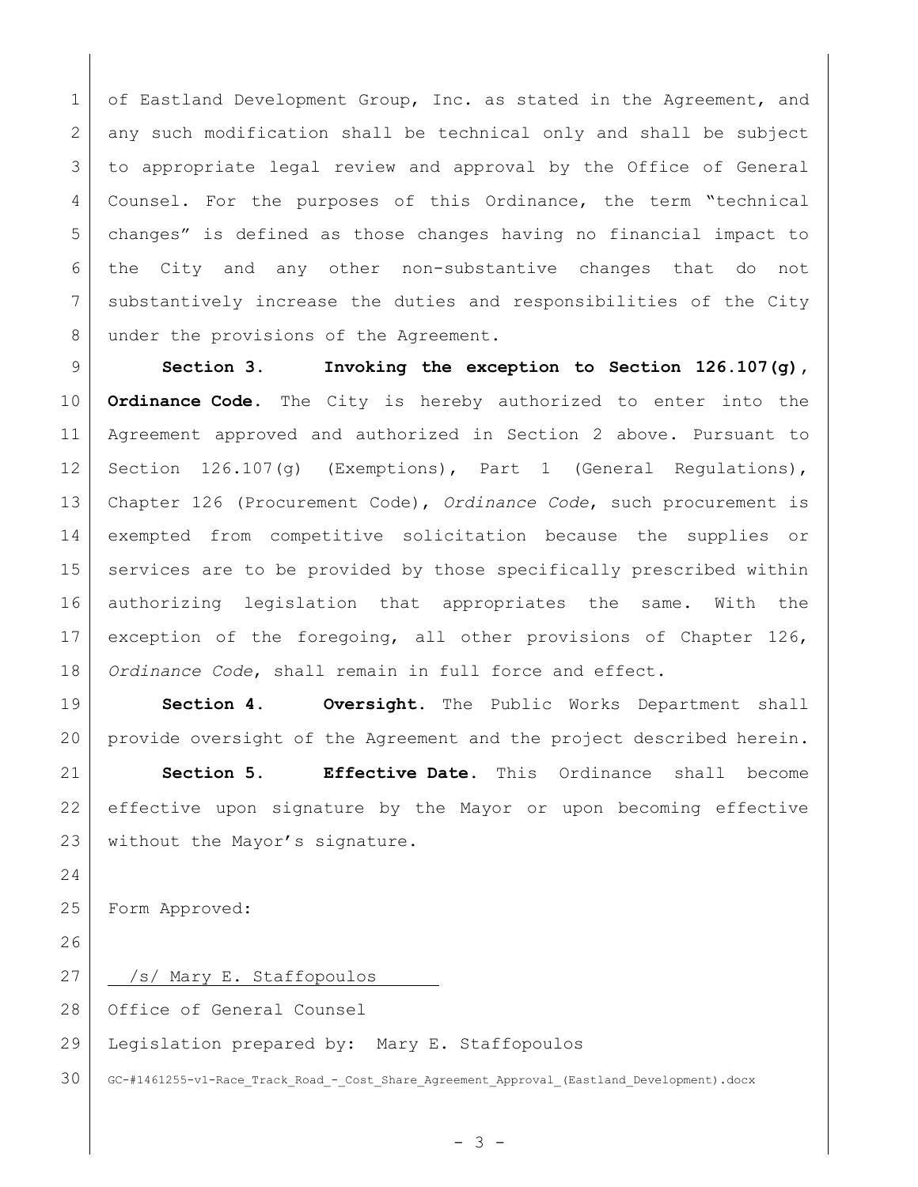of Eastland Development Group, Inc. as stated in the Agreement, and any such modification shall be technical only and shall be subject to appropriate legal review and approval by the Office of General Counsel. For the purposes of this Ordinance, the term "technical changes" is defined as those changes having no financial impact to the City and any other non-substantive changes that do not substantively increase the duties and responsibilities of the City under the provisions of the Agreement.

**Section 3. Invoking the exception to Section 126.107(g), Ordinance Code.** The City is hereby authorized to enter into the Agreement approved and authorized in Section 2 above. Pursuant to Section 126.107(g) (Exemptions), Part 1 (General Regulations), Chapter 126 (Procurement Code), *Ordinance Code*, such procurement is exempted from competitive solicitation because the supplies or services are to be provided by those specifically prescribed within authorizing legislation that appropriates the same. With the exception of the foregoing, all other provisions of Chapter 126, *Ordinance Code*, shall remain in full force and effect.

**Section 4. Oversight.** The Public Works Department shall provide oversight of the Agreement and the project described herein.

**Section 5. Effective Date.** This Ordinance shall become effective upon signature by the Mayor or upon becoming effective without the Mayor's signature.

Form Approved:

/s/ Mary E. Staffopoulos

Office of General Counsel

Legislation prepared by: Mary E. Staffopoulos

GC-#1461255-v1-Race_Track_Road_-_Cost_Share_Agreement_Approval_(Eastland_Development).docx